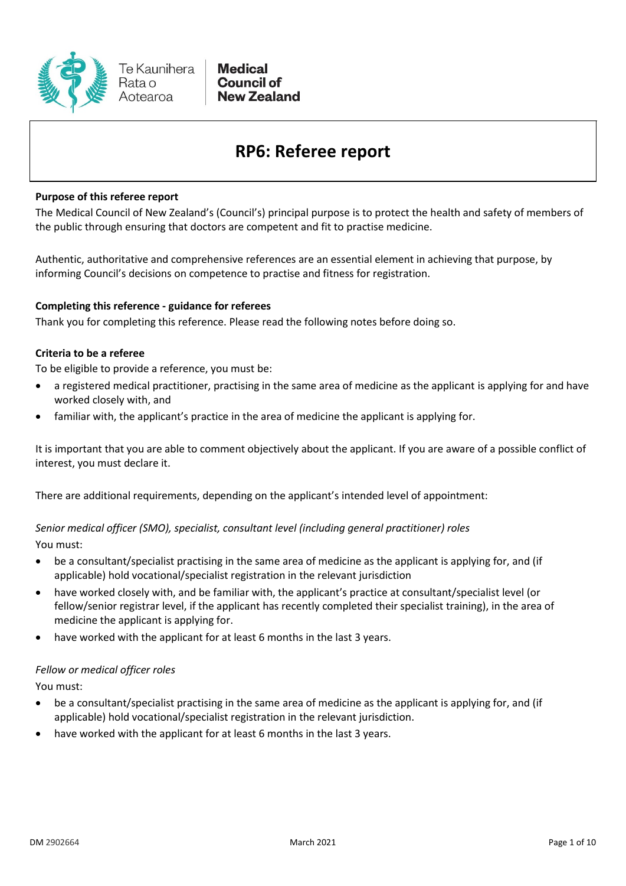Te Kaunihera Rata o Aotearoa | **Medical Council of New Zealand**

# RP6: Referee report

**Purpose of this referee report**

The Medical Council of New Zealand's (Council's) principal purpose is to protect the health and safety of members of the public through ensuring that doctors are competent and fit to practise medicine.

Authentic, authoritative and comprehensive references are an essential element in achieving that purpose, by informing Council's decisions on competence to practise and fitness for registration.

**Completing this reference - guidance for referees**

Thank you for completing this reference. Please read the following notes before doing so.

**Criteria to be a referee**

To be eligible to provide a reference, you must be:

- a registered medical practitioner, practising in the same area of medicine as the applicant is applying for and have worked closely with, and
- familiar with, the applicant's practice in the area of medicine the applicant is applying for.

It is important that you are able to comment objectively about the applicant. If you are aware of a possible conflict of interest, you must declare it.

There are additional requirements, depending on the applicant's intended level of appointment:

*Senior medical officer (SMO), specialist, consultant level (including general practitioner) roles*

You must:

- be a consultant/specialist practising in the same area of medicine as the applicant is applying for, and (if applicable) hold vocational/specialist registration in the relevant jurisdiction
- have worked closely with, and be familiar with, the applicant's practice at consultant/specialist level (or fellow/senior registrar level, if the applicant has recently completed their specialist training), in the area of medicine the applicant is applying for.
- have worked with the applicant for at least 6 months in the last 3 years.

*Fellow or medical officer roles*

You must:

- be a consultant/specialist practising in the same area of medicine as the applicant is applying for, and (if applicable) hold vocational/specialist registration in the relevant jurisdiction.
- have worked with the applicant for at least 6 months in the last 3 years.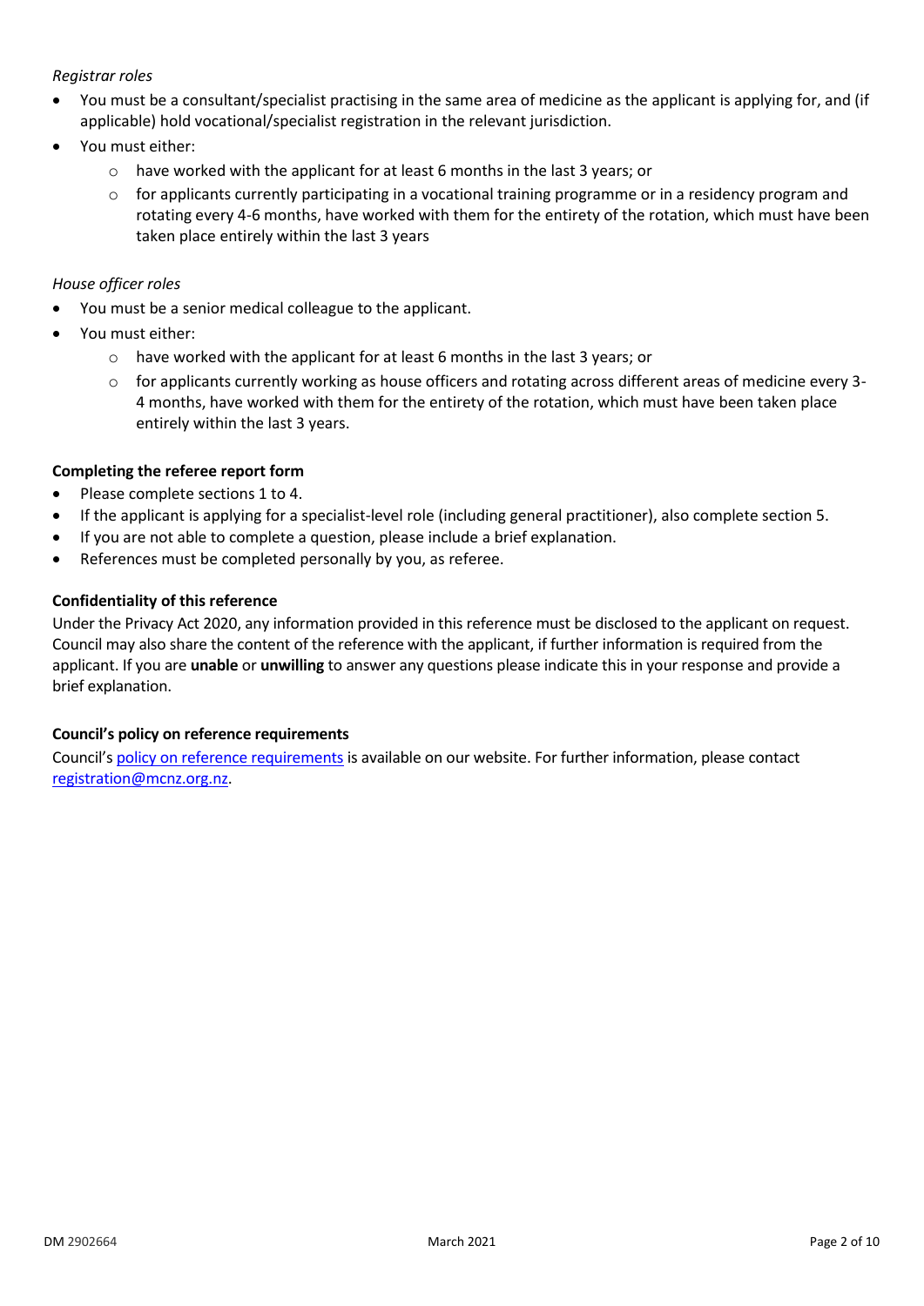*Registrar roles*

- You must be a consultant/specialist practising in the same area of medicine as the applicant is applying for, and (if applicable) hold vocational/specialist registration in the relevant jurisdiction.
- You must either:
  - have worked with the applicant for at least 6 months in the last 3 years; or
  - for applicants currently participating in a vocational training programme or in a residency program and rotating every 4-6 months, have worked with them for the entirety of the rotation, which must have been taken place entirely within the last 3 years

*House officer roles*

- You must be a senior medical colleague to the applicant.
- You must either:
  - have worked with the applicant for at least 6 months in the last 3 years; or
  - for applicants currently working as house officers and rotating across different areas of medicine every 3-4 months, have worked with them for the entirety of the rotation, which must have been taken place entirely within the last 3 years.

**Completing the referee report form**

- Please complete sections 1 to 4.
- If the applicant is applying for a specialist-level role (including general practitioner), also complete section 5.
- If you are not able to complete a question, please include a brief explanation.
- References must be completed personally by you, as referee.

**Confidentiality of this reference**

Under the Privacy Act 2020, any information provided in this reference must be disclosed to the applicant on request. Council may also share the content of the reference with the applicant, if further information is required from the applicant. If you are **unable** or **unwilling** to answer any questions please indicate this in your response and provide a brief explanation.

**Council's policy on reference requirements**

Council's policy on reference requirements is available on our website. For further information, please contact registration@mcnz.org.nz.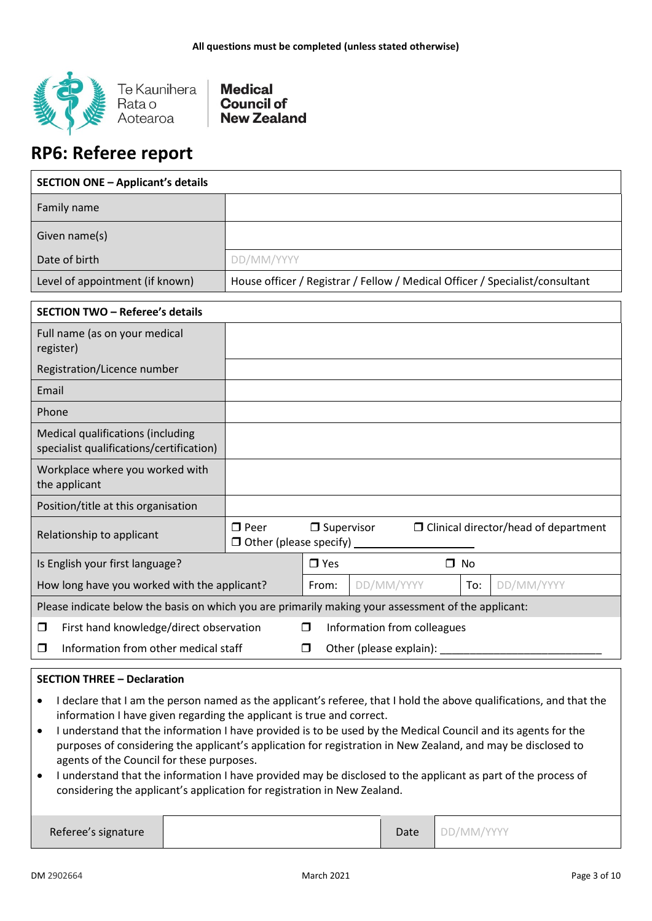**All questions must be completed (unless stated otherwise)**

Te Kaunihera Rata o Aotearoa | **Medical Council of New Zealand**

# RP6: Referee report

| **SECTION ONE – Applicant's details** | |
|---|---|
| Family name | |
| Given name(s) | |
| Date of birth | DD/MM/YYYY |
| Level of appointment (if known) | House officer / Registrar / Fellow / Medical Officer / Specialist/consultant |

| **SECTION TWO – Referee's details** | | | | |
|---|---|---|---|---|
| Full name (as on your medical register) | | | | |
| Registration/Licence number | | | | |
| Email | | | | |
| Phone | | | | |
| Medical qualifications (including specialist qualifications/certification) | | | | |
| Workplace where you worked with the applicant | | | | |
| Position/title at this organisation | | | | |
| Relationship to applicant | ❒ Peer ❒ Supervisor ❒ Clinical director/head of department ❒ Other (please specify) ____________ | | | |
| Is English your first language? | ❒ Yes | | ❒ No | |
| How long have you worked with the applicant? | From: | DD/MM/YYYY | To: | DD/MM/YYYY |

Please indicate below the basis on which you are primarily making your assessment of the applicant:

- ❒ First hand knowledge/direct observation
- ❒ Information from colleagues
- ❒ Information from other medical staff
- ❒ Other (please explain): ____________

**SECTION THREE – Declaration**

- I declare that I am the person named as the applicant's referee, that I hold the above qualifications, and that the information I have given regarding the applicant is true and correct.
- I understand that the information I have provided is to be used by the Medical Council and its agents for the purposes of considering the applicant's application for registration in New Zealand, and may be disclosed to agents of the Council for these purposes.
- I understand that the information I have provided may be disclosed to the applicant as part of the process of considering the applicant's application for registration in New Zealand.

| Referee's signature | | Date | DD/MM/YYYY |
|---|---|---|---|

DM 2902664 March 2021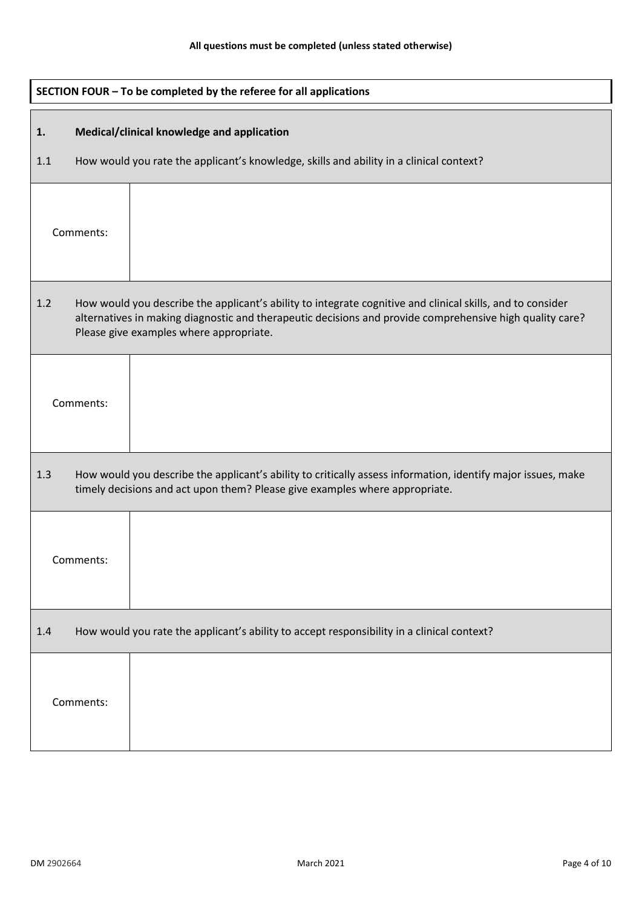**All questions must be completed (unless stated otherwise)**

## SECTION FOUR – To be completed by the referee for all applications

### 1. Medical/clinical knowledge and application

1.1 How would you rate the applicant's knowledge, skills and ability in a clinical context?

| | |
|---|---|
| Comments: | |

1.2 How would you describe the applicant's ability to integrate cognitive and clinical skills, and to consider alternatives in making diagnostic and therapeutic decisions and provide comprehensive high quality care? Please give examples where appropriate.

| | |
|---|---|
| Comments: | |

1.3 How would you describe the applicant's ability to critically assess information, identify major issues, make timely decisions and act upon them? Please give examples where appropriate.

| | |
|---|---|
| Comments: | |

1.4 How would you rate the applicant's ability to accept responsibility in a clinical context?

| | |
|---|---|
| Comments: | |

DM 2902664 March 2021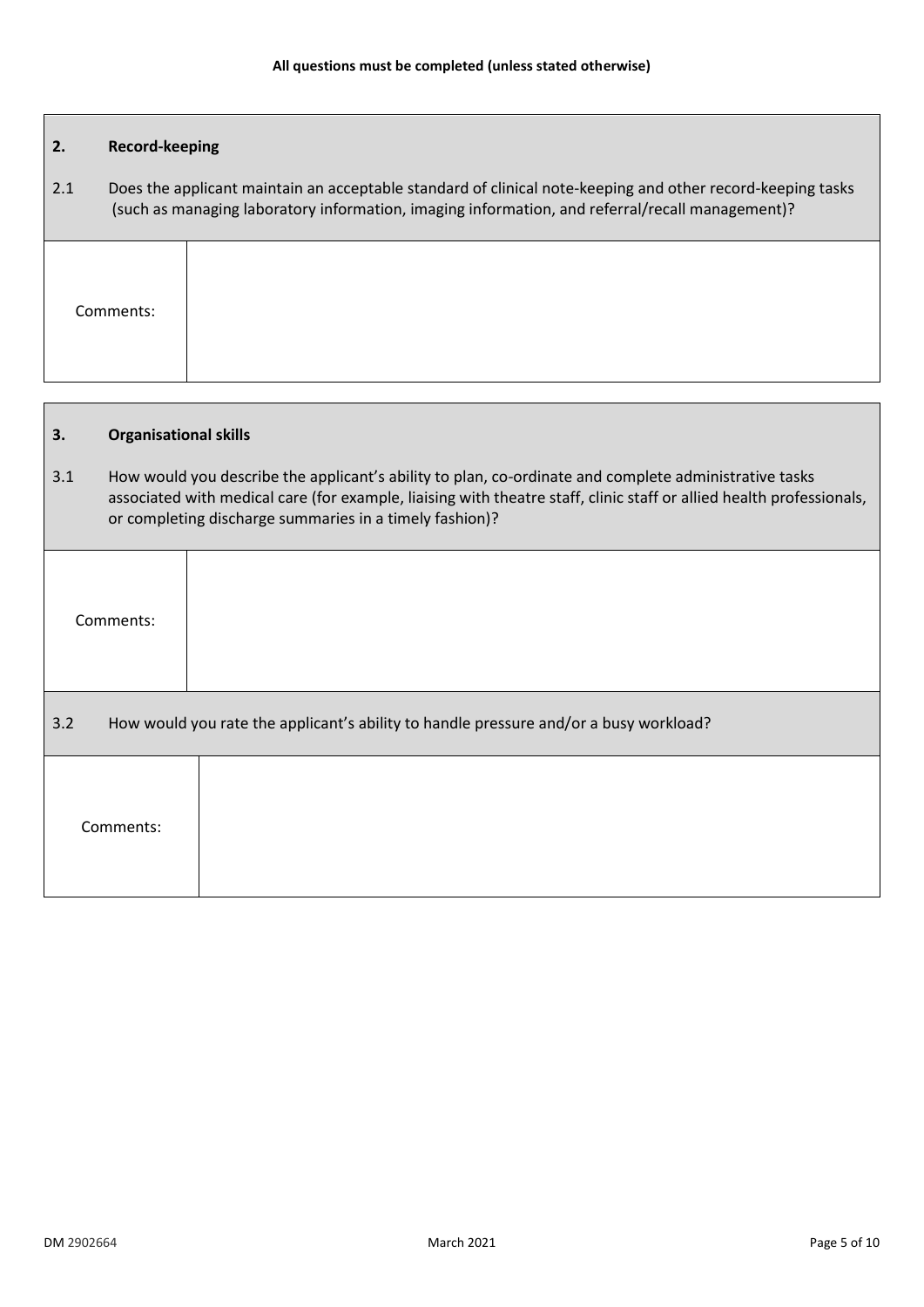**All questions must be completed (unless stated otherwise)**

## 2. Record-keeping

2.1 Does the applicant maintain an acceptable standard of clinical note-keeping and other record-keeping tasks (such as managing laboratory information, imaging information, and referral/recall management)?

| | |
|---|---|
| Comments: | |

## 3. Organisational skills

3.1 How would you describe the applicant's ability to plan, co-ordinate and complete administrative tasks associated with medical care (for example, liaising with theatre staff, clinic staff or allied health professionals, or completing discharge summaries in a timely fashion)?

| | |
|---|---|
| Comments: | |

3.2 How would you rate the applicant's ability to handle pressure and/or a busy workload?

| | |
|---|---|
| Comments: | |

DM 2902664

March 2021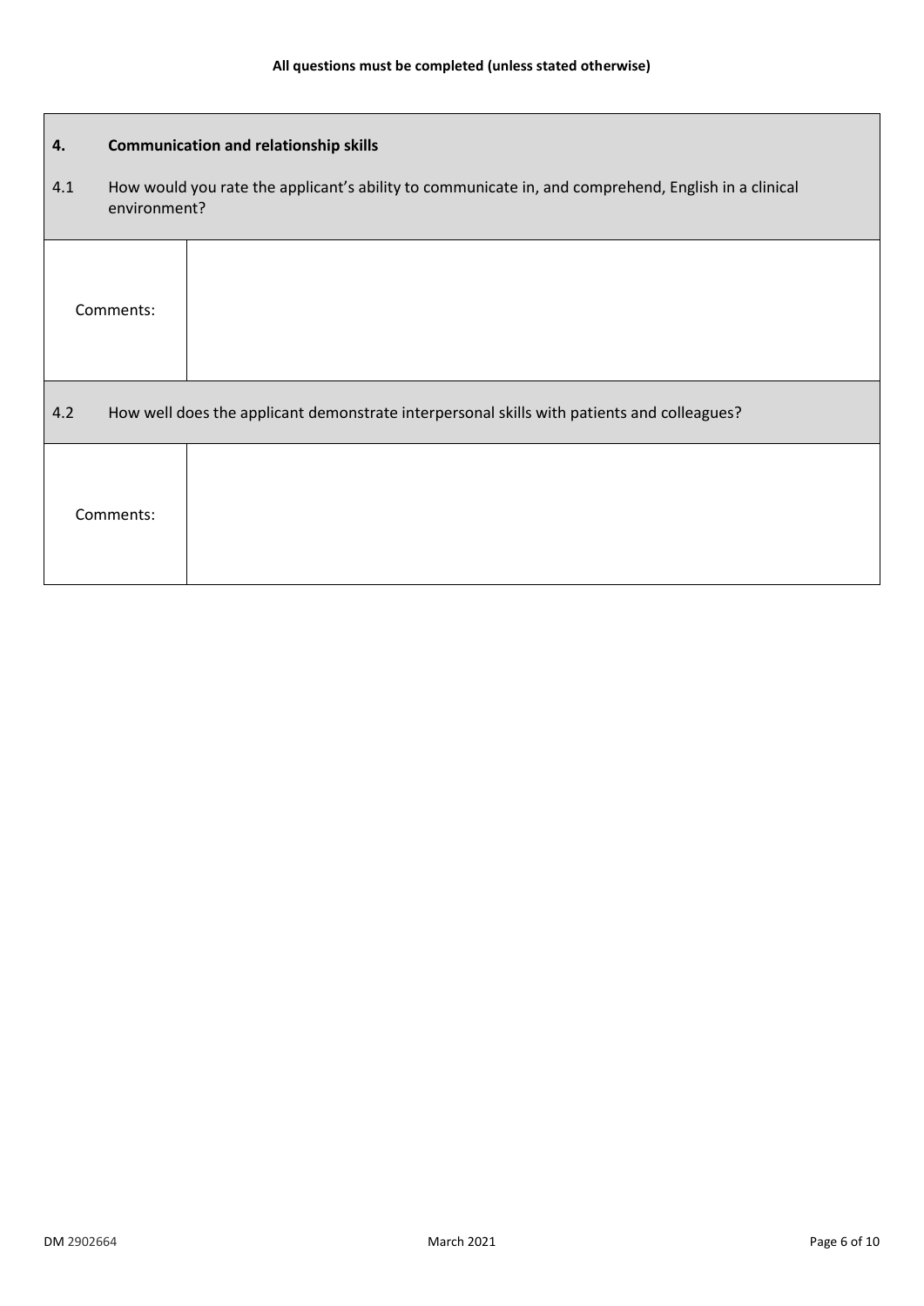**All questions must be completed (unless stated otherwise)**

## 4. Communication and relationship skills

4.1 How would you rate the applicant's ability to communicate in, and comprehend, English in a clinical environment?

| | |
|---|---|
| Comments: | |

4.2 How well does the applicant demonstrate interpersonal skills with patients and colleagues?

| | |
|---|---|
| Comments: | |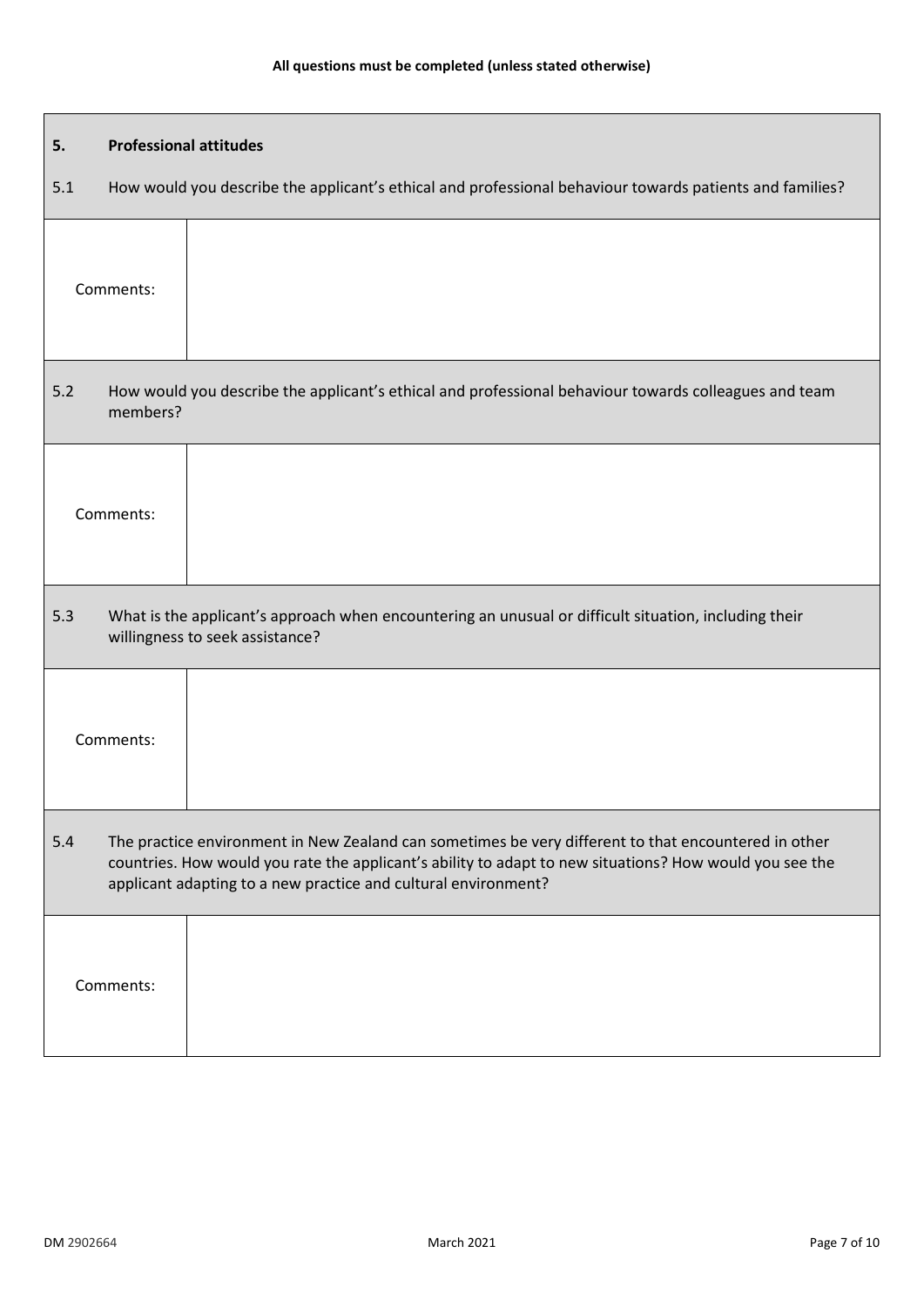**All questions must be completed (unless stated otherwise)**

## 5. Professional attitudes

5.1 How would you describe the applicant's ethical and professional behaviour towards patients and families?

| | |
|---|---|
| Comments: | |

5.2 How would you describe the applicant's ethical and professional behaviour towards colleagues and team members?

| | |
|---|---|
| Comments: | |

5.3 What is the applicant's approach when encountering an unusual or difficult situation, including their willingness to seek assistance?

| | |
|---|---|
| Comments: | |

5.4 The practice environment in New Zealand can sometimes be very different to that encountered in other countries. How would you rate the applicant's ability to adapt to new situations? How would you see the applicant adapting to a new practice and cultural environment?

| | |
|---|---|
| Comments: | |

DM 2902664 March 2021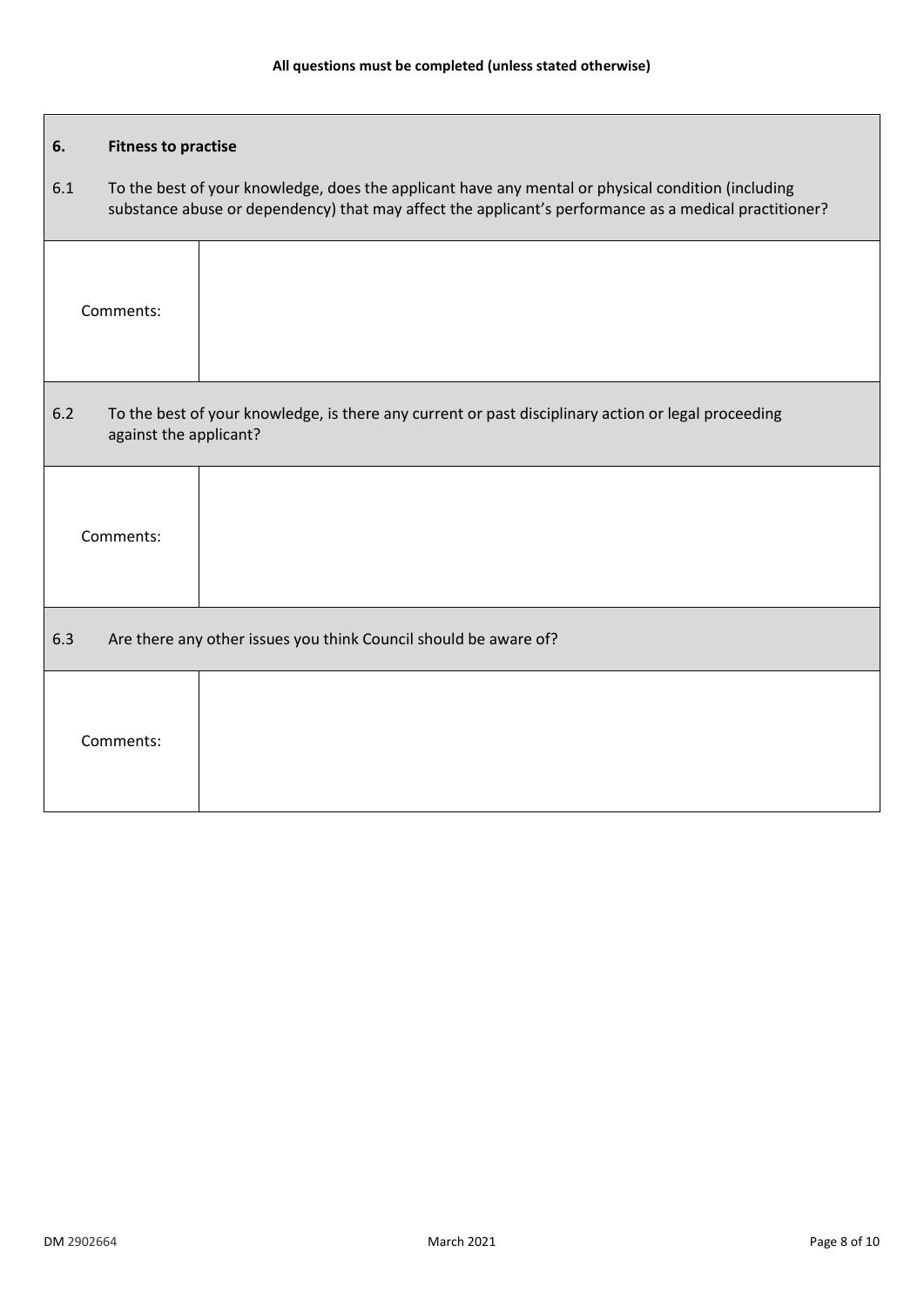**All questions must be completed (unless stated otherwise)**

## 6. Fitness to practise

6.1 To the best of your knowledge, does the applicant have any mental or physical condition (including substance abuse or dependency) that may affect the applicant's performance as a medical practitioner?

| | |
|---|---|
| Comments: | |

6.2 To the best of your knowledge, is there any current or past disciplinary action or legal proceeding against the applicant?

| | |
|---|---|
| Comments: | |

6.3 Are there any other issues you think Council should be aware of?

| | |
|---|---|
| Comments: | |

DM 2902664 March 2021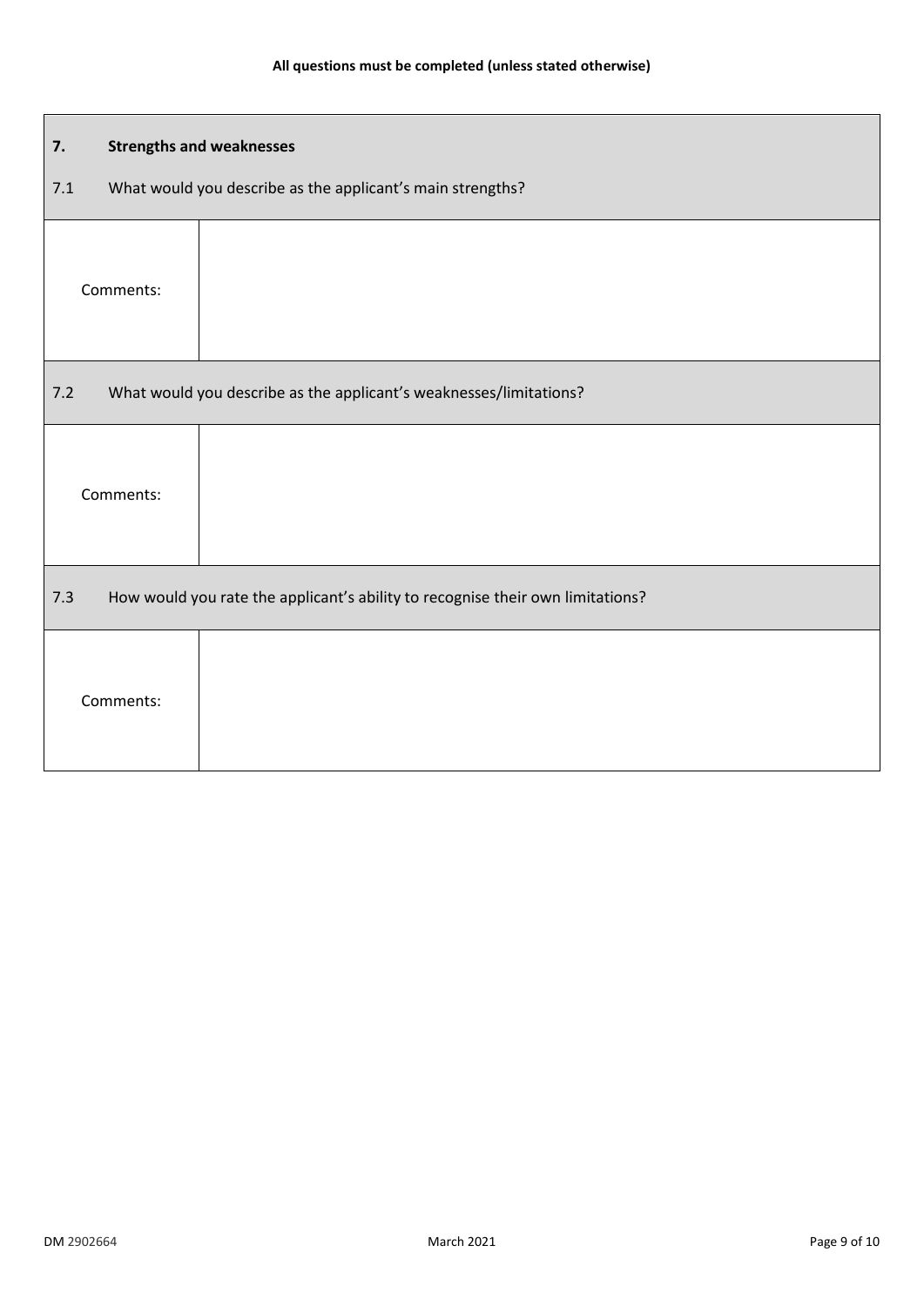**All questions must be completed (unless stated otherwise)**

## 7. Strengths and weaknesses

7.1 What would you describe as the applicant's main strengths?

| | |
|---|---|
| Comments: | |

7.2 What would you describe as the applicant's weaknesses/limitations?

| | |
|---|---|
| Comments: | |

7.3 How would you rate the applicant's ability to recognise their own limitations?

| | |
|---|---|
| Comments: | |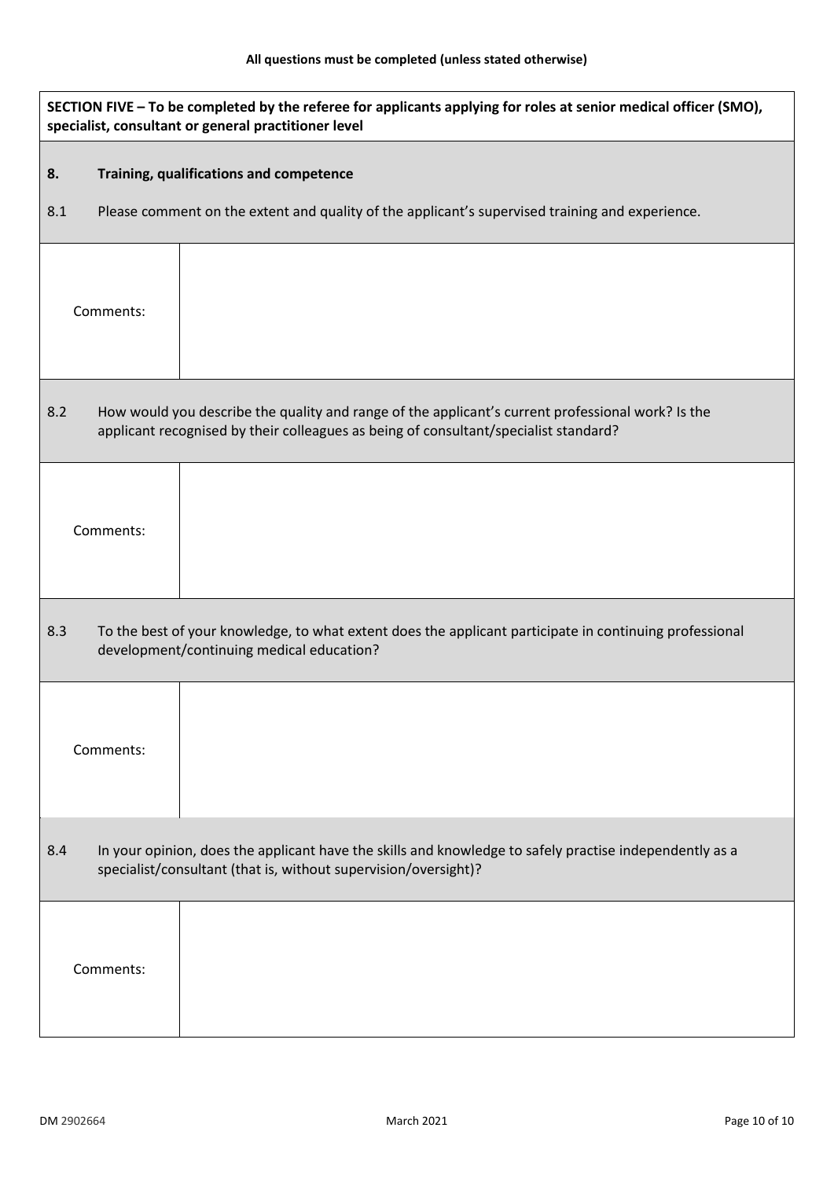**All questions must be completed (unless stated otherwise)**

**SECTION FIVE – To be completed by the referee for applicants applying for roles at senior medical officer (SMO), specialist, consultant or general practitioner level**

**8. Training, qualifications and competence**

8.1 Please comment on the extent and quality of the applicant's supervised training and experience.

| | |
|---|---|
| Comments: | |

8.2 How would you describe the quality and range of the applicant's current professional work? Is the applicant recognised by their colleagues as being of consultant/specialist standard?

| | |
|---|---|
| Comments: | |

8.3 To the best of your knowledge, to what extent does the applicant participate in continuing professional development/continuing medical education?

| | |
|---|---|
| Comments: | |

8.4 In your opinion, does the applicant have the skills and knowledge to safely practise independently as a specialist/consultant (that is, without supervision/oversight)?

| | |
|---|---|
| Comments: | |

DM 2902664 March 2021